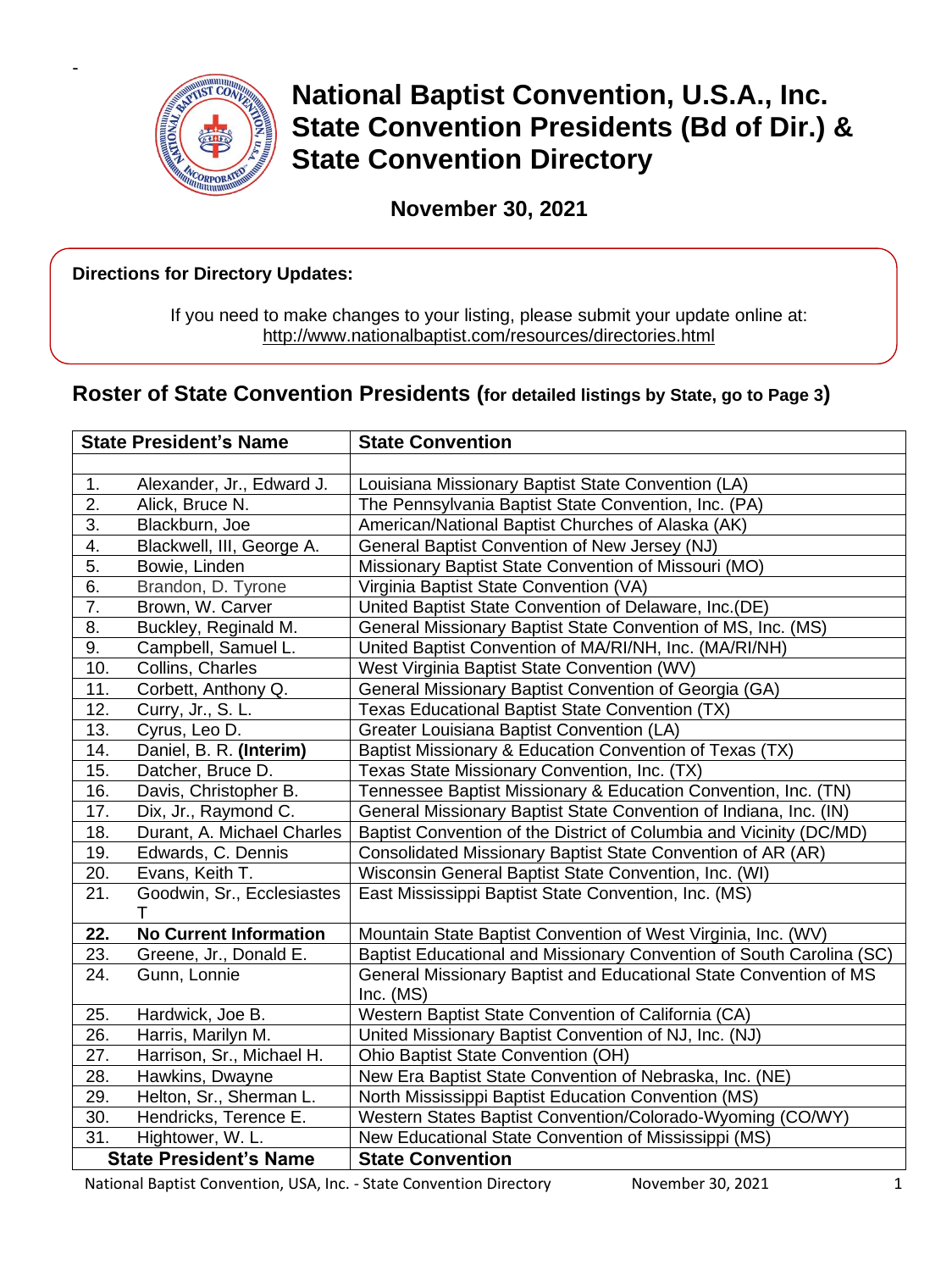# National Baptist Convention, U.S.A., Inc. State Convention Presidents (Bd of Dir.) & State Convention Directory

**November 30, 2021**

**Directions for Directory Updates:**

If you need to make changes to your listing, please submit your update online at:
http://www.nationalbaptist.com/resources/directories.html

## Roster of State Convention Presidents (for detailed listings by State, go to Page 3)

| State President's Name | | State Convention |
|---|---|---|
| | | |
| 1. | Alexander, Jr., Edward J. | Louisiana Missionary Baptist State Convention (LA) |
| 2. | Alick, Bruce N. | The Pennsylvania Baptist State Convention, Inc. (PA) |
| 3. | Blackburn, Joe | American/National Baptist Churches of Alaska (AK) |
| 4. | Blackwell, III, George A. | General Baptist Convention of New Jersey (NJ) |
| 5. | Bowie, Linden | Missionary Baptist State Convention of Missouri (MO) |
| 6. | Brandon, D. Tyrone | Virginia Baptist State Convention (VA) |
| 7. | Brown, W. Carver | United Baptist State Convention of Delaware, Inc.(DE) |
| 8. | Buckley, Reginald M. | General Missionary Baptist State Convention of MS, Inc. (MS) |
| 9. | Campbell, Samuel L. | United Baptist Convention of MA/RI/NH, Inc. (MA/RI/NH) |
| 10. | Collins, Charles | West Virginia Baptist State Convention (WV) |
| 11. | Corbett, Anthony Q. | General Missionary Baptist Convention of Georgia (GA) |
| 12. | Curry, Jr., S. L. | Texas Educational Baptist State Convention (TX) |
| 13. | Cyrus, Leo D. | Greater Louisiana Baptist Convention (LA) |
| 14. | Daniel, B. R. **(Interim)** | Baptist Missionary & Education Convention of Texas (TX) |
| 15. | Datcher, Bruce D. | Texas State Missionary Convention, Inc. (TX) |
| 16. | Davis, Christopher B. | Tennessee Baptist Missionary & Education Convention, Inc. (TN) |
| 17. | Dix, Jr., Raymond C. | General Missionary Baptist State Convention of Indiana, Inc. (IN) |
| 18. | Durant, A. Michael Charles | Baptist Convention of the District of Columbia and Vicinity (DC/MD) |
| 19. | Edwards, C. Dennis | Consolidated Missionary Baptist State Convention of AR (AR) |
| 20. | Evans, Keith T. | Wisconsin General Baptist State Convention, Inc. (WI) |
| 21. | Goodwin, Sr., Ecclesiastes T | East Mississippi Baptist State Convention, Inc. (MS) |
| **22.** | **No Current Information** | Mountain State Baptist Convention of West Virginia, Inc. (WV) |
| 23. | Greene, Jr., Donald E. | Baptist Educational and Missionary Convention of South Carolina (SC) |
| 24. | Gunn, Lonnie | General Missionary Baptist and Educational State Convention of MS Inc. (MS) |
| 25. | Hardwick, Joe B. | Western Baptist State Convention of California (CA) |
| 26. | Harris, Marilyn M. | United Missionary Baptist Convention of NJ, Inc. (NJ) |
| 27. | Harrison, Sr., Michael H. | Ohio Baptist State Convention (OH) |
| 28. | Hawkins, Dwayne | New Era Baptist State Convention of Nebraska, Inc. (NE) |
| 29. | Helton, Sr., Sherman L. | North Mississippi Baptist Education Convention (MS) |
| 30. | Hendricks, Terence E. | Western States Baptist Convention/Colorado-Wyoming (CO/WY) |
| 31. | Hightower, W. L. | New Educational State Convention of Mississippi (MS) |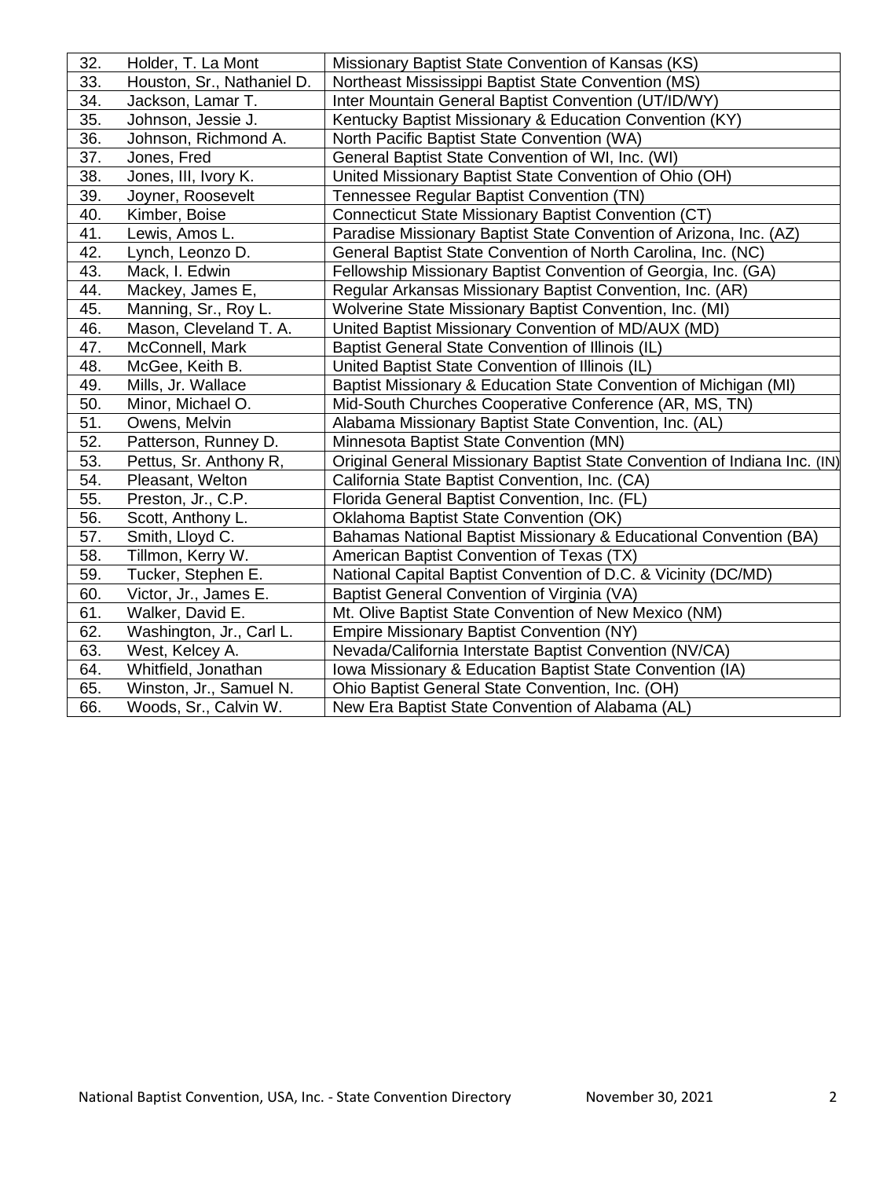| | | |
|---|---|---|
| 32. | Holder, T. La Mont | Missionary Baptist State Convention of Kansas (KS) |
| 33. | Houston, Sr., Nathaniel D. | Northeast Mississippi Baptist State Convention (MS) |
| 34. | Jackson, Lamar T. | Inter Mountain General Baptist Convention (UT/ID/WY) |
| 35. | Johnson, Jessie J. | Kentucky Baptist Missionary & Education Convention (KY) |
| 36. | Johnson, Richmond A. | North Pacific Baptist State Convention (WA) |
| 37. | Jones, Fred | General Baptist State Convention of WI, Inc. (WI) |
| 38. | Jones, III, Ivory K. | United Missionary Baptist State Convention of Ohio (OH) |
| 39. | Joyner, Roosevelt | Tennessee Regular Baptist Convention (TN) |
| 40. | Kimber, Boise | Connecticut State Missionary Baptist Convention (CT) |
| 41. | Lewis, Amos L. | Paradise Missionary Baptist State Convention of Arizona, Inc. (AZ) |
| 42. | Lynch, Leonzo D. | General Baptist State Convention of North Carolina, Inc. (NC) |
| 43. | Mack, I. Edwin | Fellowship Missionary Baptist Convention of Georgia, Inc. (GA) |
| 44. | Mackey, James E, | Regular Arkansas Missionary Baptist Convention, Inc. (AR) |
| 45. | Manning, Sr., Roy L. | Wolverine State Missionary Baptist Convention, Inc. (MI) |
| 46. | Mason, Cleveland T. A. | United Baptist Missionary Convention of MD/AUX (MD) |
| 47. | McConnell, Mark | Baptist General State Convention of Illinois (IL) |
| 48. | McGee, Keith B. | United Baptist State Convention of Illinois (IL) |
| 49. | Mills, Jr. Wallace | Baptist Missionary & Education State Convention of Michigan (MI) |
| 50. | Minor, Michael O. | Mid-South Churches Cooperative Conference (AR, MS, TN) |
| 51. | Owens, Melvin | Alabama Missionary Baptist State Convention, Inc. (AL) |
| 52. | Patterson, Runney D. | Minnesota Baptist State Convention (MN) |
| 53. | Pettus, Sr. Anthony R, | Original General Missionary Baptist State Convention of Indiana Inc. (IN) |
| 54. | Pleasant, Welton | California State Baptist Convention, Inc. (CA) |
| 55. | Preston, Jr., C.P. | Florida General Baptist Convention, Inc. (FL) |
| 56. | Scott, Anthony L. | Oklahoma Baptist State Convention (OK) |
| 57. | Smith, Lloyd C. | Bahamas National Baptist Missionary & Educational Convention (BA) |
| 58. | Tillmon, Kerry W. | American Baptist Convention of Texas (TX) |
| 59. | Tucker, Stephen E. | National Capital Baptist Convention of D.C. & Vicinity (DC/MD) |
| 60. | Victor, Jr., James E. | Baptist General Convention of Virginia (VA) |
| 61. | Walker, David E. | Mt. Olive Baptist State Convention of New Mexico (NM) |
| 62. | Washington, Jr., Carl L. | Empire Missionary Baptist Convention (NY) |
| 63. | West, Kelcey A. | Nevada/California Interstate Baptist Convention (NV/CA) |
| 64. | Whitfield, Jonathan | Iowa Missionary & Education Baptist State Convention (IA) |
| 65. | Winston, Jr., Samuel N. | Ohio Baptist General State Convention, Inc. (OH) |
| 66. | Woods, Sr., Calvin W. | New Era Baptist State Convention of Alabama (AL) |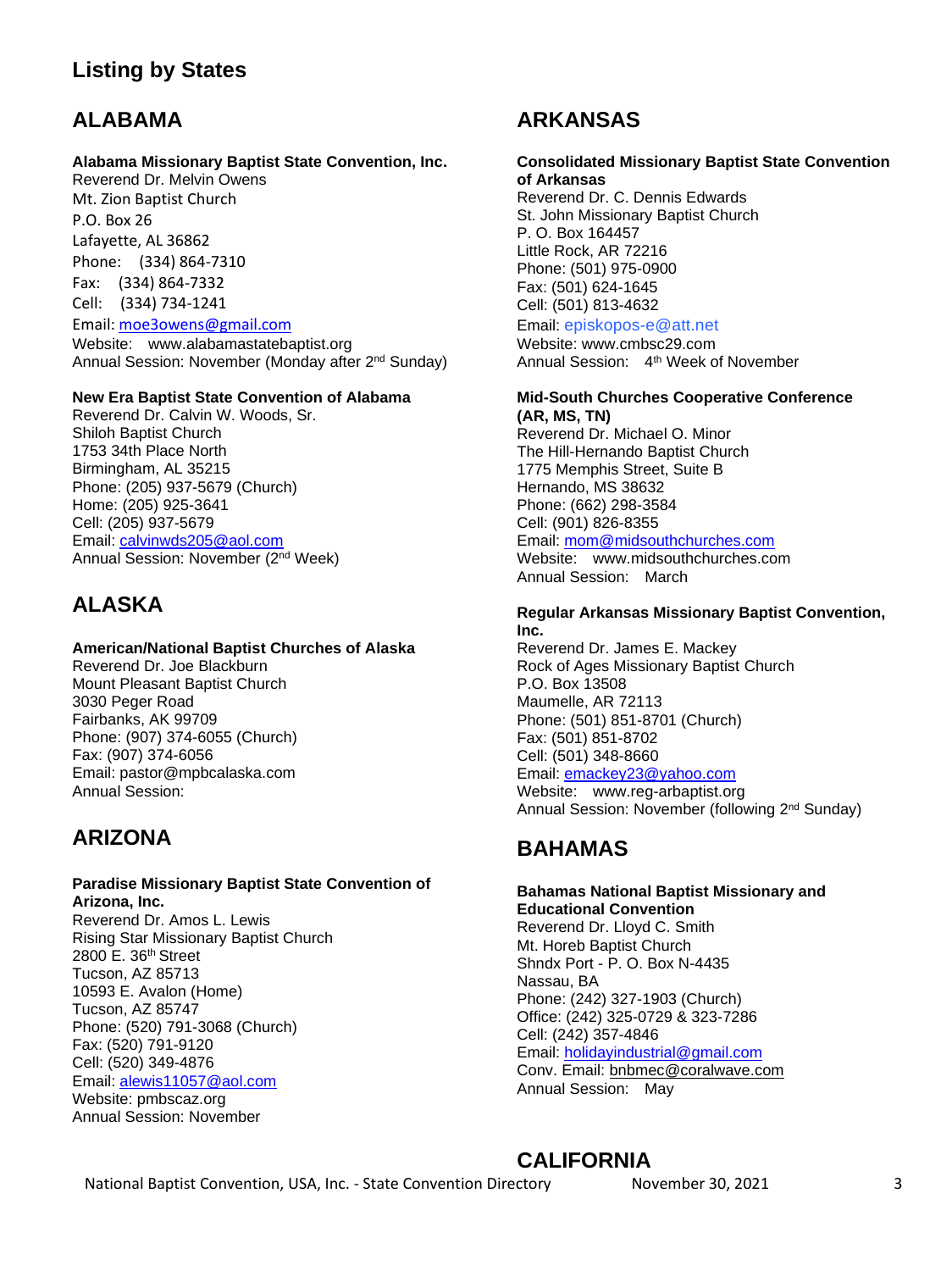# Listing by States

## ALABAMA

**Alabama Missionary Baptist State Convention, Inc.**
Reverend Dr. Melvin Owens
Mt. Zion Baptist Church
P.O. Box 26
Lafayette, AL 36862
Phone: (334) 864-7310
Fax: (334) 864-7332
Cell: (334) 734-1241
Email: moe3owens@gmail.com
Website: www.alabamastatebaptist.org
Annual Session: November (Monday after 2nd Sunday)

**New Era Baptist State Convention of Alabama**
Reverend Dr. Calvin W. Woods, Sr.
Shiloh Baptist Church
1753 34th Place North
Birmingham, AL 35215
Phone: (205) 937-5679 (Church)
Home: (205) 925-3641
Cell: (205) 937-5679
Email: calvinwds205@aol.com
Annual Session: November (2nd Week)

## ALASKA

**American/National Baptist Churches of Alaska**
Reverend Dr. Joe Blackburn
Mount Pleasant Baptist Church
3030 Peger Road
Fairbanks, AK 99709
Phone: (907) 374-6055 (Church)
Fax: (907) 374-6056
Email: pastor@mpbcalaska.com
Annual Session:

## ARIZONA

**Paradise Missionary Baptist State Convention of Arizona, Inc.**
Reverend Dr. Amos L. Lewis
Rising Star Missionary Baptist Church
2800 E. 36th Street
Tucson, AZ 85713
10593 E. Avalon (Home)
Tucson, AZ 85747
Phone: (520) 791-3068 (Church)
Fax: (520) 791-9120
Cell: (520) 349-4876
Email: alewis11057@aol.com
Website: pmbscaz.org
Annual Session: November

## ARKANSAS

**Consolidated Missionary Baptist State Convention of Arkansas**
Reverend Dr. C. Dennis Edwards
St. John Missionary Baptist Church
P. O. Box 164457
Little Rock, AR 72216
Phone: (501) 975-0900
Fax: (501) 624-1645
Cell: (501) 813-4632
Email: episkopos-e@att.net
Website: www.cmbsc29.com
Annual Session: 4th Week of November

**Mid-South Churches Cooperative Conference (AR, MS, TN)**
Reverend Dr. Michael O. Minor
The Hill-Hernando Baptist Church
1775 Memphis Street, Suite B
Hernando, MS 38632
Phone: (662) 298-3584
Cell: (901) 826-8355
Email: mom@midsouthchurches.com
Website: www.midsouthchurches.com
Annual Session: March

**Regular Arkansas Missionary Baptist Convention, Inc.**
Reverend Dr. James E. Mackey
Rock of Ages Missionary Baptist Church
P.O. Box 13508
Maumelle, AR 72113
Phone: (501) 851-8701 (Church)
Fax: (501) 851-8702
Cell: (501) 348-8660
Email: emackey23@yahoo.com
Website: www.reg-arbaptist.org
Annual Session: November (following 2nd Sunday)

## BAHAMAS

**Bahamas National Baptist Missionary and Educational Convention**
Reverend Dr. Lloyd C. Smith
Mt. Horeb Baptist Church
Shndx Port - P. O. Box N-4435
Nassau, BA
Phone: (242) 327-1903 (Church)
Office: (242) 325-0729 & 323-7286
Cell: (242) 357-4846
Email: holidayindustrial@gmail.com
Conv. Email: bnbmec@coralwave.com
Annual Session: May

## CALIFORNIA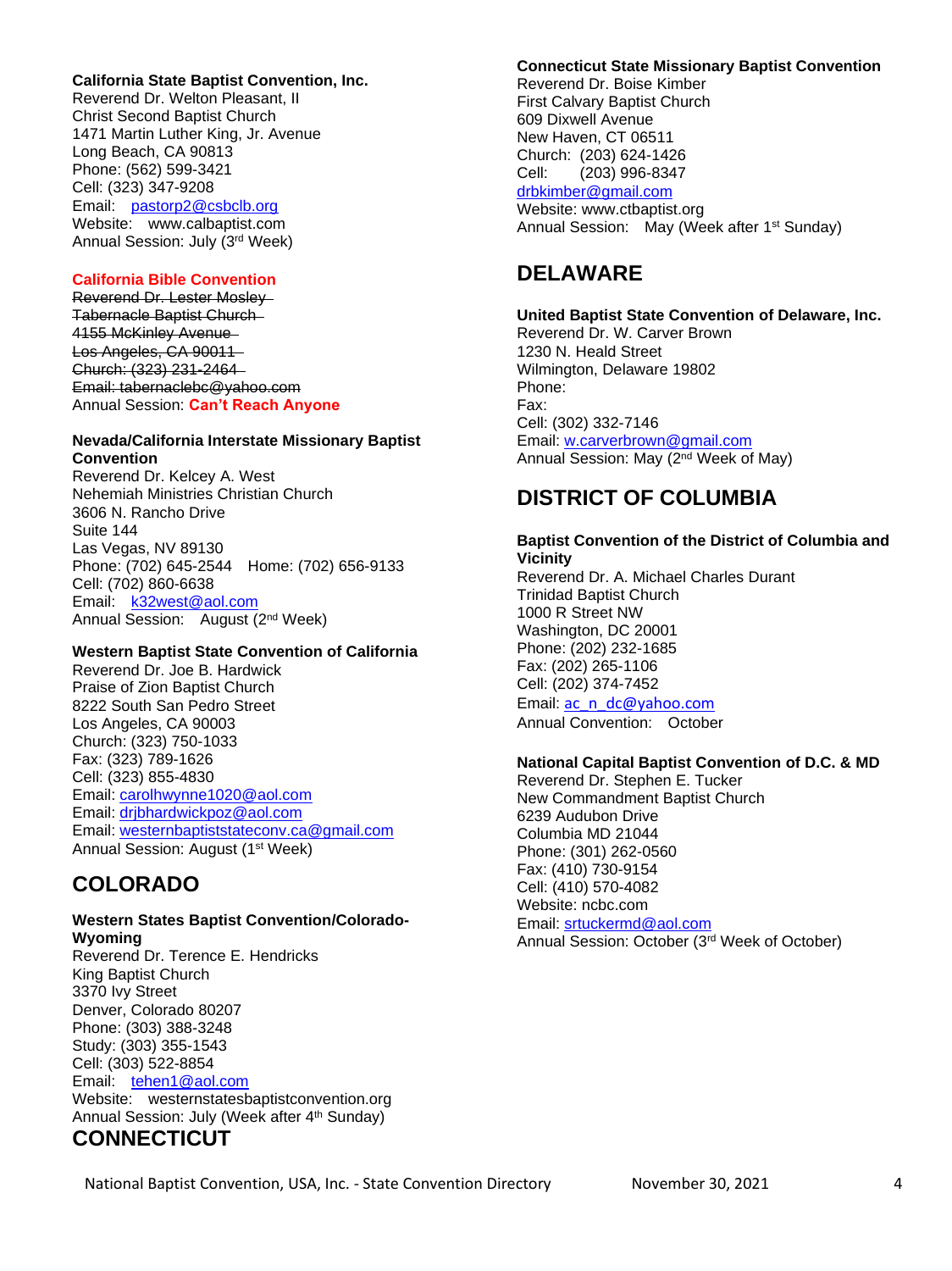**California State Baptist Convention, Inc.**
Reverend Dr. Welton Pleasant, II
Christ Second Baptist Church
1471 Martin Luther King, Jr. Avenue
Long Beach, CA 90813
Phone: (562) 599-3421
Cell: (323) 347-9208
Email: pastorp2@csbclb.org
Website: www.calbaptist.com
Annual Session: July (3rd Week)

**California Bible Convention**
~~Reverend Dr. Lester Mosley~~
~~Tabernacle Baptist Church~~
~~4155 McKinley Avenue~~
~~Los Angeles, CA 90011~~
~~Church: (323) 231-2464~~
~~Email: tabernaclebc@yahoo.com~~
Annual Session: **Can't Reach Anyone**

**Nevada/California Interstate Missionary Baptist Convention**
Reverend Dr. Kelcey A. West
Nehemiah Ministries Christian Church
3606 N. Rancho Drive
Suite 144
Las Vegas, NV 89130
Phone: (702) 645-2544 Home: (702) 656-9133
Cell: (702) 860-6638
Email: k32west@aol.com
Annual Session: August (2nd Week)

**Western Baptist State Convention of California**
Reverend Dr. Joe B. Hardwick
Praise of Zion Baptist Church
8222 South San Pedro Street
Los Angeles, CA 90003
Church: (323) 750-1033
Fax: (323) 789-1626
Cell: (323) 855-4830
Email: carolhwynne1020@aol.com
Email: drjbhardwickpoz@aol.com
Email: westernbaptiststateconv.ca@gmail.com
Annual Session: August (1st Week)

## COLORADO

**Western States Baptist Convention/Colorado-Wyoming**
Reverend Dr. Terence E. Hendricks
King Baptist Church
3370 Ivy Street
Denver, Colorado 80207
Phone: (303) 388-3248
Study: (303) 355-1543
Cell: (303) 522-8854
Email: tehen1@aol.com
Website: westernstatesbaptistconvention.org
Annual Session: July (Week after 4th Sunday)

## CONNECTICUT

**Connecticut State Missionary Baptist Convention**
Reverend Dr. Boise Kimber
First Calvary Baptist Church
609 Dixwell Avenue
New Haven, CT 06511
Church: (203) 624-1426
Cell: (203) 996-8347
drbkimber@gmail.com
Website: www.ctbaptist.org
Annual Session: May (Week after 1st Sunday)

## DELAWARE

**United Baptist State Convention of Delaware, Inc.**
Reverend Dr. W. Carver Brown
1230 N. Heald Street
Wilmington, Delaware 19802
Phone:
Fax:
Cell: (302) 332-7146
Email: w.carverbrown@gmail.com
Annual Session: May (2nd Week of May)

## DISTRICT OF COLUMBIA

**Baptist Convention of the District of Columbia and Vicinity**
Reverend Dr. A. Michael Charles Durant
Trinidad Baptist Church
1000 R Street NW
Washington, DC 20001
Phone: (202) 232-1685
Fax: (202) 265-1106
Cell: (202) 374-7452
Email: ac_n_dc@yahoo.com
Annual Convention: October

**National Capital Baptist Convention of D.C. & MD**
Reverend Dr. Stephen E. Tucker
New Commandment Baptist Church
6239 Audubon Drive
Columbia MD 21044
Phone: (301) 262-0560
Fax: (410) 730-9154
Cell: (410) 570-4082
Website: ncbc.com
Email: srtuckermd@aol.com
Annual Session: October (3rd Week of October)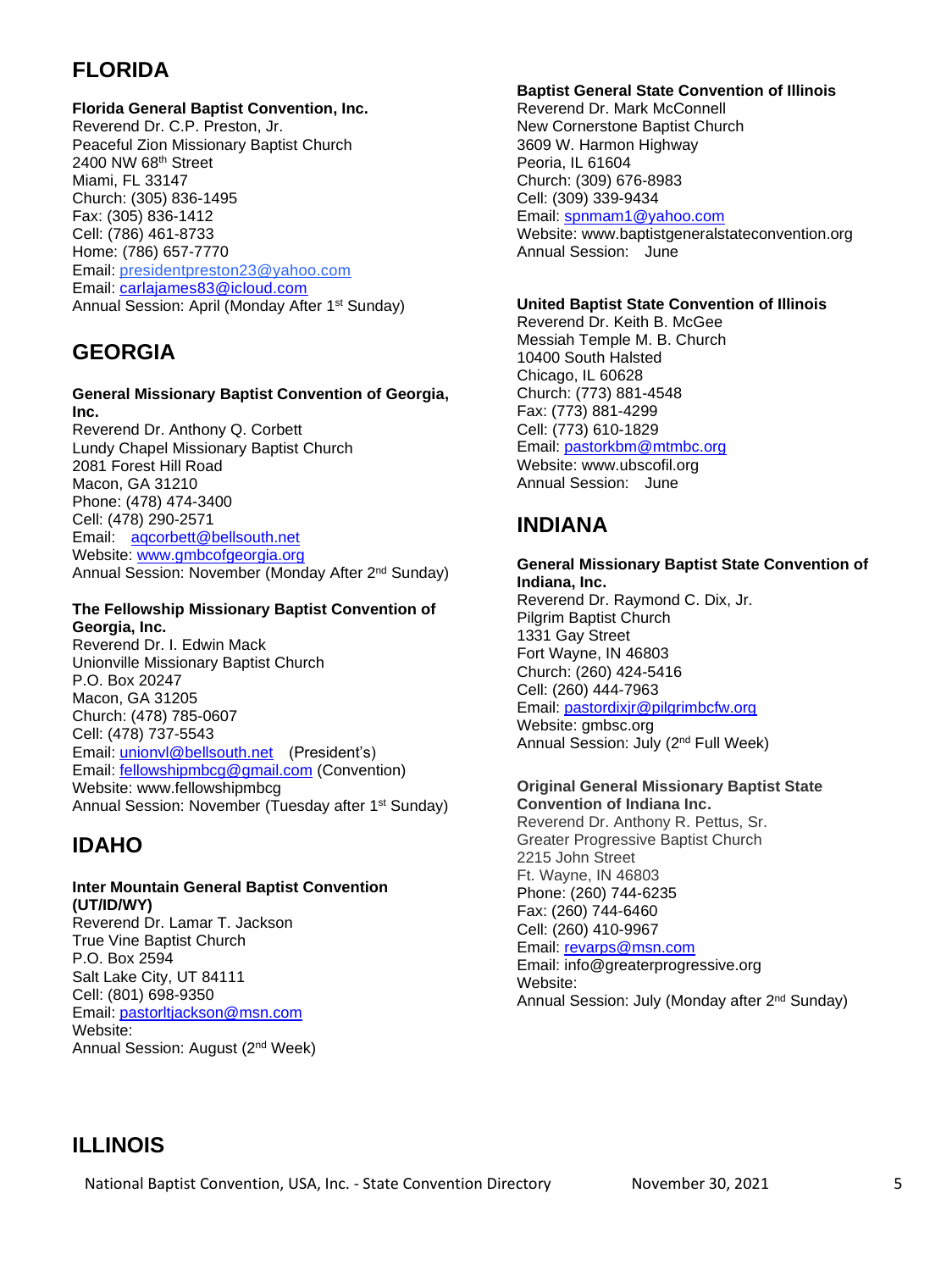## FLORIDA

**Florida General Baptist Convention, Inc.**
Reverend Dr. C.P. Preston, Jr.
Peaceful Zion Missionary Baptist Church
2400 NW 68th Street
Miami, FL 33147
Church: (305) 836-1495
Fax: (305) 836-1412
Cell: (786) 461-8733
Home: (786) 657-7770
Email: presidentpreston23@yahoo.com
Email: carlajames83@icloud.com
Annual Session: April (Monday After 1st Sunday)

## GEORGIA

**General Missionary Baptist Convention of Georgia, Inc.**
Reverend Dr. Anthony Q. Corbett
Lundy Chapel Missionary Baptist Church
2081 Forest Hill Road
Macon, GA 31210
Phone: (478) 474-3400
Cell: (478) 290-2571
Email: aqcorbett@bellsouth.net
Website: www.gmbcofgeorgia.org
Annual Session: November (Monday After 2nd Sunday)

**The Fellowship Missionary Baptist Convention of Georgia, Inc.**
Reverend Dr. I. Edwin Mack
Unionville Missionary Baptist Church
P.O. Box 20247
Macon, GA 31205
Church: (478) 785-0607
Cell: (478) 737-5543
Email: unionvl@bellsouth.net (President's)
Email: fellowshipmbcg@gmail.com (Convention)
Website: www.fellowshipmbcg
Annual Session: November (Tuesday after 1st Sunday)

## IDAHO

**Inter Mountain General Baptist Convention (UT/ID/WY)**
Reverend Dr. Lamar T. Jackson
True Vine Baptist Church
P.O. Box 2594
Salt Lake City, UT 84111
Cell: (801) 698-9350
Email: pastorltjackson@msn.com
Website:
Annual Session: August (2nd Week)

## ILLINOIS

**Baptist General State Convention of Illinois**
Reverend Dr. Mark McConnell
New Cornerstone Baptist Church
3609 W. Harmon Highway
Peoria, IL 61604
Church: (309) 676-8983
Cell: (309) 339-9434
Email: spnmam1@yahoo.com
Website: www.baptistgeneralstateconvention.org
Annual Session: June

**United Baptist State Convention of Illinois**
Reverend Dr. Keith B. McGee
Messiah Temple M. B. Church
10400 South Halsted
Chicago, IL 60628
Church: (773) 881-4548
Fax: (773) 881-4299
Cell: (773) 610-1829
Email: pastorkbm@mtmbc.org
Website: www.ubscofil.org
Annual Session: June

## INDIANA

**General Missionary Baptist State Convention of Indiana, Inc.**
Reverend Dr. Raymond C. Dix, Jr.
Pilgrim Baptist Church
1331 Gay Street
Fort Wayne, IN 46803
Church: (260) 424-5416
Cell: (260) 444-7963
Email: pastordixjr@pilgrimbcfw.org
Website: gmbsc.org
Annual Session: July (2nd Full Week)

**Original General Missionary Baptist State Convention of Indiana Inc.**
Reverend Dr. Anthony R. Pettus, Sr.
Greater Progressive Baptist Church
2215 John Street
Ft. Wayne, IN 46803
Phone: (260) 744-6235
Fax: (260) 744-6460
Cell: (260) 410-9967
Email: revarps@msn.com
Email: info@greaterprogressive.org
Website:
Annual Session: July (Monday after 2nd Sunday)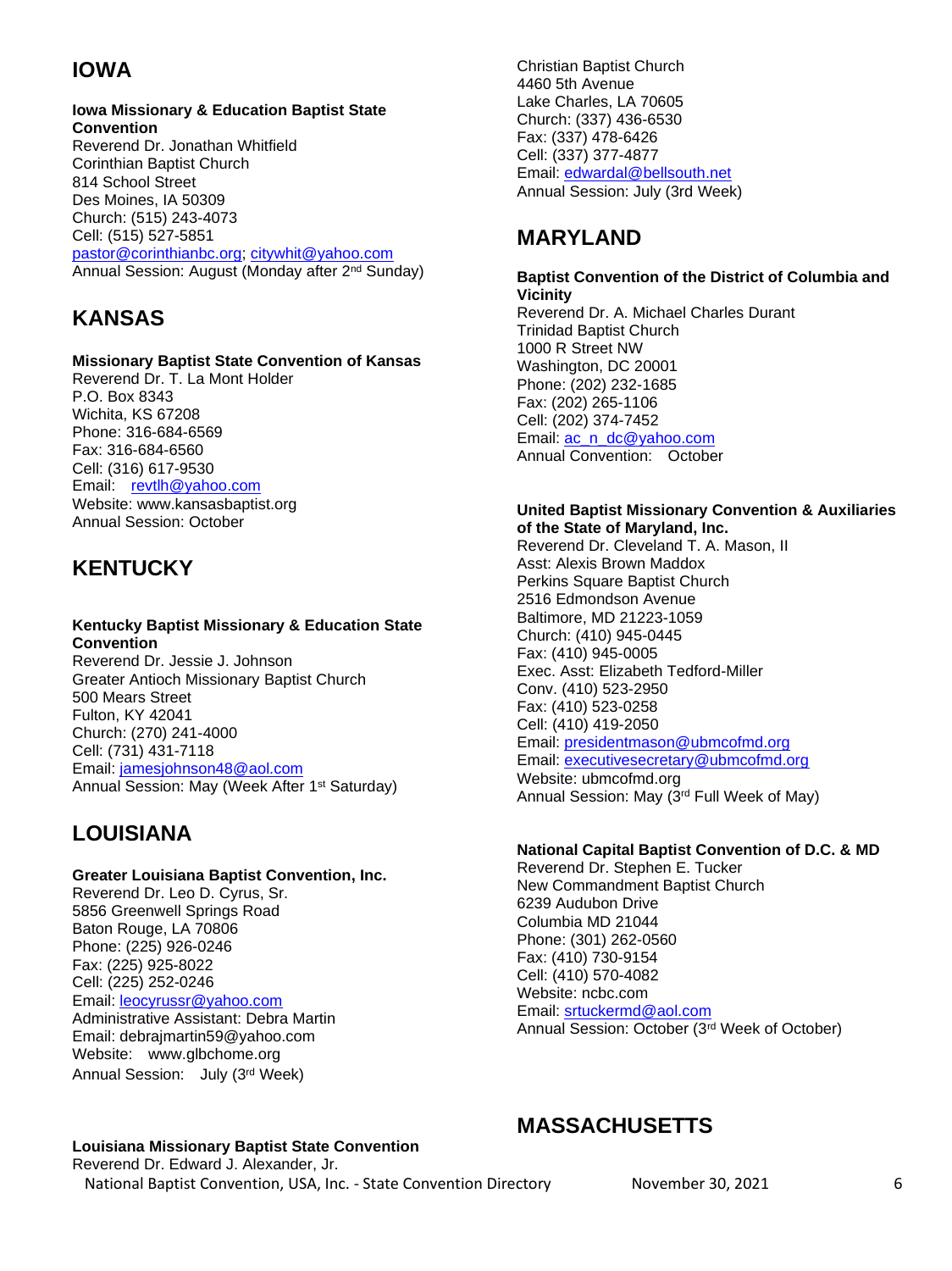## IOWA

**Iowa Missionary & Education Baptist State Convention**
Reverend Dr. Jonathan Whitfield
Corinthian Baptist Church
814 School Street
Des Moines, IA 50309
Church: (515) 243-4073
Cell: (515) 527-5851
pastor@corinthianbc.org; citywhit@yahoo.com
Annual Session: August (Monday after 2nd Sunday)

## KANSAS

**Missionary Baptist State Convention of Kansas**
Reverend Dr. T. La Mont Holder
P.O. Box 8343
Wichita, KS 67208
Phone: 316-684-6569
Fax: 316-684-6560
Cell: (316) 617-9530
Email: revtlh@yahoo.com
Website: www.kansasbaptist.org
Annual Session: October

## KENTUCKY

**Kentucky Baptist Missionary & Education State Convention**
Reverend Dr. Jessie J. Johnson
Greater Antioch Missionary Baptist Church
500 Mears Street
Fulton, KY 42041
Church: (270) 241-4000
Cell: (731) 431-7118
Email: jamesjohnson48@aol.com
Annual Session: May (Week After 1st Saturday)

## LOUISIANA

**Greater Louisiana Baptist Convention, Inc.**
Reverend Dr. Leo D. Cyrus, Sr.
5856 Greenwell Springs Road
Baton Rouge, LA 70806
Phone: (225) 926-0246
Fax: (225) 925-8022
Cell: (225) 252-0246
Email: leocyrussr@yahoo.com
Administrative Assistant: Debra Martin
Email: debrajmartin59@yahoo.com
Website: www.glbchome.org
Annual Session: July (3rd Week)

**Louisiana Missionary Baptist State Convention**
Reverend Dr. Edward J. Alexander, Jr.
Christian Baptist Church
4460 5th Avenue
Lake Charles, LA 70605
Church: (337) 436-6530
Fax: (337) 478-6426
Cell: (337) 377-4877
Email: edwardal@bellsouth.net
Annual Session: July (3rd Week)

## MARYLAND

**Baptist Convention of the District of Columbia and Vicinity**
Reverend Dr. A. Michael Charles Durant
Trinidad Baptist Church
1000 R Street NW
Washington, DC 20001
Phone: (202) 232-1685
Fax: (202) 265-1106
Cell: (202) 374-7452
Email: ac_n_dc@yahoo.com
Annual Convention: October

**United Baptist Missionary Convention & Auxiliaries of the State of Maryland, Inc.**
Reverend Dr. Cleveland T. A. Mason, II
Asst: Alexis Brown Maddox
Perkins Square Baptist Church
2516 Edmondson Avenue
Baltimore, MD 21223-1059
Church: (410) 945-0445
Fax: (410) 945-0005
Exec. Asst: Elizabeth Tedford-Miller
Conv. (410) 523-2950
Fax: (410) 523-0258
Cell: (410) 419-2050
Email: presidentmason@ubmcofmd.org
Email: executivesecretary@ubmcofmd.org
Website: ubmcofmd.org
Annual Session: May (3rd Full Week of May)

**National Capital Baptist Convention of D.C. & MD**
Reverend Dr. Stephen E. Tucker
New Commandment Baptist Church
6239 Audubon Drive
Columbia MD 21044
Phone: (301) 262-0560
Fax: (410) 730-9154
Cell: (410) 570-4082
Website: ncbc.com
Email: srtuckermd@aol.com
Annual Session: October (3rd Week of October)

## MASSACHUSETTS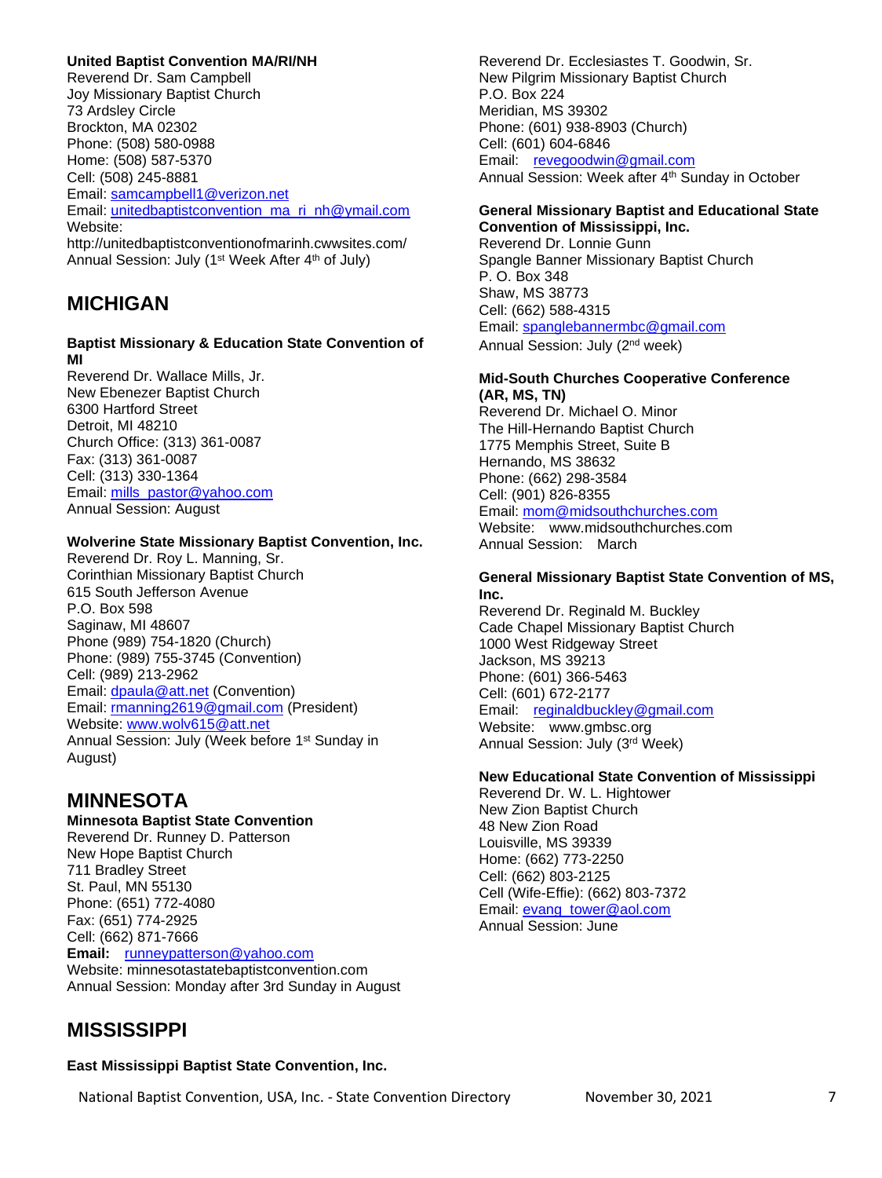**United Baptist Convention MA/RI/NH**
Reverend Dr. Sam Campbell
Joy Missionary Baptist Church
73 Ardsley Circle
Brockton, MA 02302
Phone: (508) 580-0988
Home: (508) 587-5370
Cell: (508) 245-8881
Email: samcampbell1@verizon.net
Email: unitedbaptistconvention_ma_ri_nh@ymail.com
Website:
http://unitedbaptistconventionofmarinh.cwwsites.com/
Annual Session: July (1st Week After 4th of July)

## MICHIGAN

**Baptist Missionary & Education State Convention of MI**
Reverend Dr. Wallace Mills, Jr.
New Ebenezer Baptist Church
6300 Hartford Street
Detroit, MI 48210
Church Office: (313) 361-0087
Fax: (313) 361-0087
Cell: (313) 330-1364
Email: mills_pastor@yahoo.com
Annual Session: August

**Wolverine State Missionary Baptist Convention, Inc.**
Reverend Dr. Roy L. Manning, Sr.
Corinthian Missionary Baptist Church
615 South Jefferson Avenue
P.O. Box 598
Saginaw, MI 48607
Phone (989) 754-1820 (Church)
Phone: (989) 755-3745 (Convention)
Cell: (989) 213-2962
Email: dpaula@att.net (Convention)
Email: rmanning2619@gmail.com (President)
Website: www.wolv615@att.net
Annual Session: July (Week before 1st Sunday in August)

## MINNESOTA

**Minnesota Baptist State Convention**
Reverend Dr. Runney D. Patterson
New Hope Baptist Church
711 Bradley Street
St. Paul, MN 55130
Phone: (651) 772-4080
Fax: (651) 774-2925
Cell: (662) 871-7666
**Email:** runneypatterson@yahoo.com
Website: minnesotastatebaptistconvention.com
Annual Session: Monday after 3rd Sunday in August

## MISSISSIPPI

**East Mississippi Baptist State Convention, Inc.**
Reverend Dr. Ecclesiastes T. Goodwin, Sr.
New Pilgrim Missionary Baptist Church
P.O. Box 224
Meridian, MS 39302
Phone: (601) 938-8903 (Church)
Cell: (601) 604-6846
Email: revegoodwin@gmail.com
Annual Session: Week after 4th Sunday in October

**General Missionary Baptist and Educational State Convention of Mississippi, Inc.**
Reverend Dr. Lonnie Gunn
Spangle Banner Missionary Baptist Church
P. O. Box 348
Shaw, MS 38773
Cell: (662) 588-4315
Email: spanglebannermbc@gmail.com
Annual Session: July (2nd week)

**Mid-South Churches Cooperative Conference (AR, MS, TN)**
Reverend Dr. Michael O. Minor
The Hill-Hernando Baptist Church
1775 Memphis Street, Suite B
Hernando, MS 38632
Phone: (662) 298-3584
Cell: (901) 826-8355
Email: mom@midsouthchurches.com
Website: www.midsouthchurches.com
Annual Session: March

**General Missionary Baptist State Convention of MS, Inc.**
Reverend Dr. Reginald M. Buckley
Cade Chapel Missionary Baptist Church
1000 West Ridgeway Street
Jackson, MS 39213
Phone: (601) 366-5463
Cell: (601) 672-2177
Email: reginaldbuckley@gmail.com
Website: www.gmbsc.org
Annual Session: July (3rd Week)

**New Educational State Convention of Mississippi**
Reverend Dr. W. L. Hightower
New Zion Baptist Church
48 New Zion Road
Louisville, MS 39339
Home: (662) 773-2250
Cell: (662) 803-2125
Cell (Wife-Effie): (662) 803-7372
Email: evang_tower@aol.com
Annual Session: June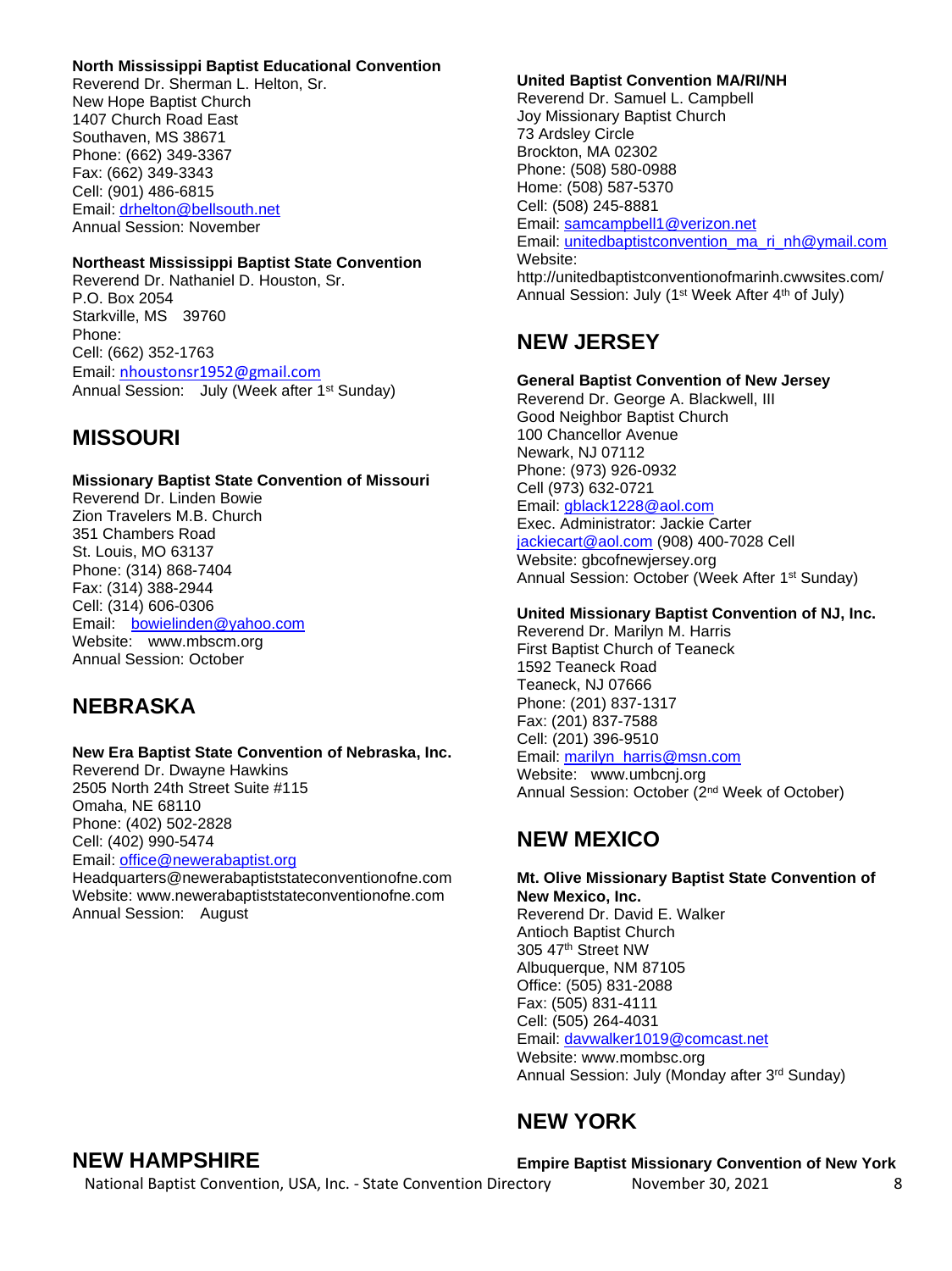**North Mississippi Baptist Educational Convention**
Reverend Dr. Sherman L. Helton, Sr.
New Hope Baptist Church
1407 Church Road East
Southaven, MS 38671
Phone: (662) 349-3367
Fax: (662) 349-3343
Cell: (901) 486-6815
Email: drhelton@bellsouth.net
Annual Session: November

**Northeast Mississippi Baptist State Convention**
Reverend Dr. Nathaniel D. Houston, Sr.
P.O. Box 2054
Starkville, MS 39760
Phone:
Cell: (662) 352-1763
Email: nhoustonsr1952@gmail.com
Annual Session: July (Week after 1st Sunday)

## MISSOURI

**Missionary Baptist State Convention of Missouri**
Reverend Dr. Linden Bowie
Zion Travelers M.B. Church
351 Chambers Road
St. Louis, MO 63137
Phone: (314) 868-7404
Fax: (314) 388-2944
Cell: (314) 606-0306
Email: bowielinden@yahoo.com
Website: www.mbscm.org
Annual Session: October

## NEBRASKA

**New Era Baptist State Convention of Nebraska, Inc.**
Reverend Dr. Dwayne Hawkins
2505 North 24th Street Suite #115
Omaha, NE 68110
Phone: (402) 502-2828
Cell: (402) 990-5474
Email: office@newerabaptist.org
Headquarters@newerabaptiststateconventionofne.com
Website: www.newerabaptiststateconventionofne.com
Annual Session: August

## NEW HAMPSHIRE

**United Baptist Convention MA/RI/NH**
Reverend Dr. Samuel L. Campbell
Joy Missionary Baptist Church
73 Ardsley Circle
Brockton, MA 02302
Phone: (508) 580-0988
Home: (508) 587-5370
Cell: (508) 245-8881
Email: samcampbell1@verizon.net
Email: unitedbaptistconvention_ma_ri_nh@ymail.com
Website:
http://unitedbaptistconventionofmarinh.cwwsites.com/
Annual Session: July (1st Week After 4th of July)

## NEW JERSEY

**General Baptist Convention of New Jersey**
Reverend Dr. George A. Blackwell, III
Good Neighbor Baptist Church
100 Chancellor Avenue
Newark, NJ 07112
Phone: (973) 926-0932
Cell (973) 632-0721
Email: gblack1228@aol.com
Exec. Administrator: Jackie Carter
jackiecart@aol.com (908) 400-7028 Cell
Website: gbcofnewjersey.org
Annual Session: October (Week After 1st Sunday)

**United Missionary Baptist Convention of NJ, Inc.**
Reverend Dr. Marilyn M. Harris
First Baptist Church of Teaneck
1592 Teaneck Road
Teaneck, NJ 07666
Phone: (201) 837-1317
Fax: (201) 837-7588
Cell: (201) 396-9510
Email: marilyn_harris@msn.com
Website: www.umbcnj.org
Annual Session: October (2nd Week of October)

## NEW MEXICO

**Mt. Olive Missionary Baptist State Convention of New Mexico, Inc.**
Reverend Dr. David E. Walker
Antioch Baptist Church
305 47th Street NW
Albuquerque, NM 87105
Office: (505) 831-2088
Fax: (505) 831-4111
Cell: (505) 264-4031
Email: davwalker1019@comcast.net
Website: www.mombsc.org
Annual Session: July (Monday after 3rd Sunday)

## NEW YORK

**Empire Baptist Missionary Convention of New York**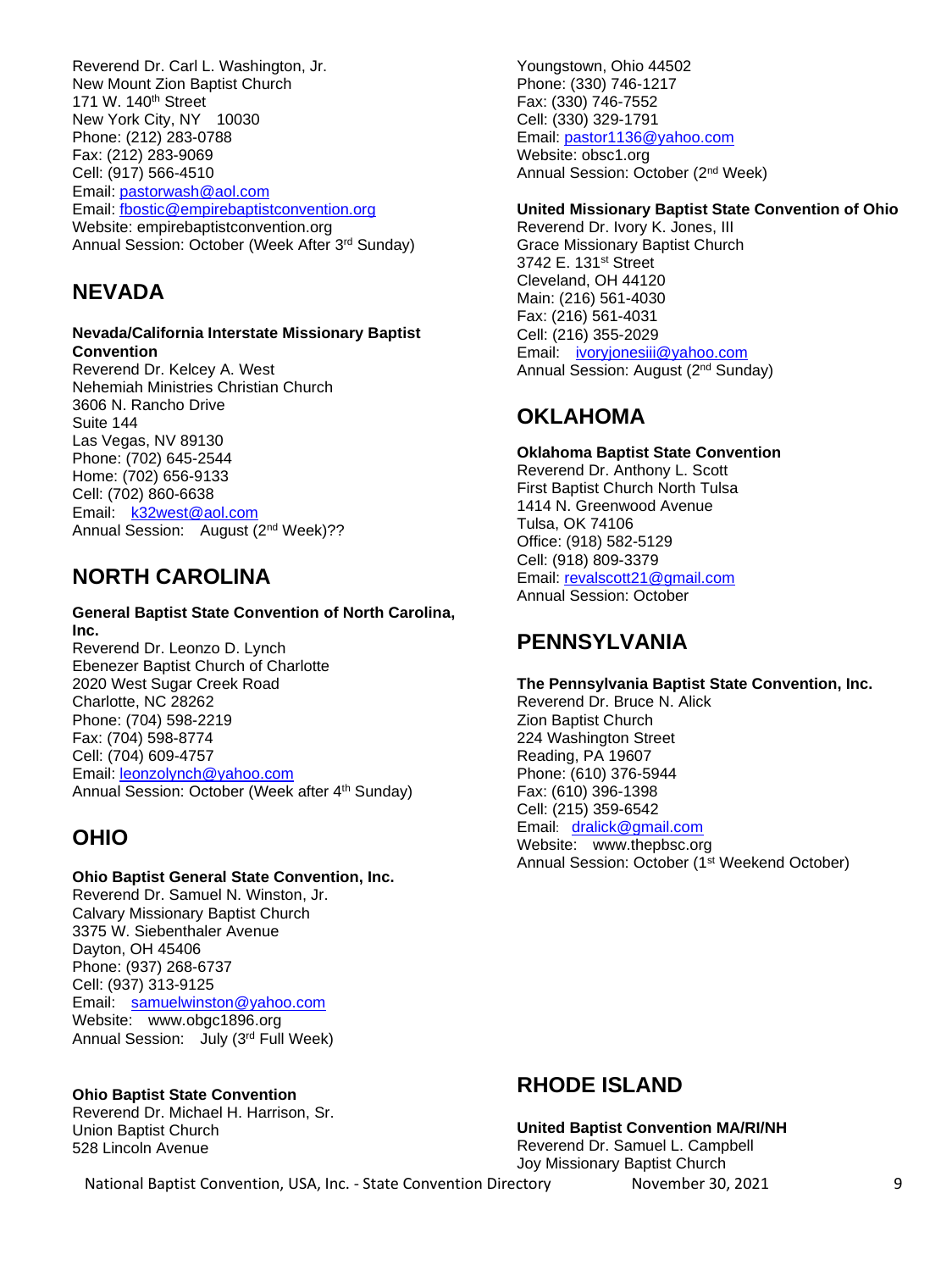Reverend Dr. Carl L. Washington, Jr.
New Mount Zion Baptist Church
171 W. 140th Street
New York City, NY 10030
Phone: (212) 283-0788
Fax: (212) 283-9069
Cell: (917) 566-4510
Email: pastorwash@aol.com
Email: fbostic@empirebaptistconvention.org
Website: empirebaptistconvention.org
Annual Session: October (Week After 3rd Sunday)

## NEVADA

**Nevada/California Interstate Missionary Baptist Convention**
Reverend Dr. Kelcey A. West
Nehemiah Ministries Christian Church
3606 N. Rancho Drive
Suite 144
Las Vegas, NV 89130
Phone: (702) 645-2544
Home: (702) 656-9133
Cell: (702) 860-6638
Email: k32west@aol.com
Annual Session: August (2nd Week)??

## NORTH CAROLINA

**General Baptist State Convention of North Carolina, Inc.**
Reverend Dr. Leonzo D. Lynch
Ebenezer Baptist Church of Charlotte
2020 West Sugar Creek Road
Charlotte, NC 28262
Phone: (704) 598-2219
Fax: (704) 598-8774
Cell: (704) 609-4757
Email: leonzolynch@yahoo.com
Annual Session: October (Week after 4th Sunday)

## OHIO

**Ohio Baptist General State Convention, Inc.**
Reverend Dr. Samuel N. Winston, Jr.
Calvary Missionary Baptist Church
3375 W. Siebenthaler Avenue
Dayton, OH 45406
Phone: (937) 268-6737
Cell: (937) 313-9125
Email: samuelwinston@yahoo.com
Website: www.obgc1896.org
Annual Session: July (3rd Full Week)

**Ohio Baptist State Convention**
Reverend Dr. Michael H. Harrison, Sr.
Union Baptist Church
528 Lincoln Avenue
Youngstown, Ohio 44502
Phone: (330) 746-1217
Fax: (330) 746-7552
Cell: (330) 329-1791
Email: pastor1136@yahoo.com
Website: obsc1.org
Annual Session: October (2nd Week)

**United Missionary Baptist State Convention of Ohio**
Reverend Dr. Ivory K. Jones, III
Grace Missionary Baptist Church
3742 E. 131st Street
Cleveland, OH 44120
Main: (216) 561-4030
Fax: (216) 561-4031
Cell: (216) 355-2029
Email: ivoryjonesiii@yahoo.com
Annual Session: August (2nd Sunday)

## OKLAHOMA

**Oklahoma Baptist State Convention**
Reverend Dr. Anthony L. Scott
First Baptist Church North Tulsa
1414 N. Greenwood Avenue
Tulsa, OK 74106
Office: (918) 582-5129
Cell: (918) 809-3379
Email: revalscott21@gmail.com
Annual Session: October

## PENNSYLVANIA

**The Pennsylvania Baptist State Convention, Inc.**
Reverend Dr. Bruce N. Alick
Zion Baptist Church
224 Washington Street
Reading, PA 19607
Phone: (610) 376-5944
Fax: (610) 396-1398
Cell: (215) 359-6542
Email: dralick@gmail.com
Website: www.thepbsc.org
Annual Session: October (1st Weekend October)

## RHODE ISLAND

**United Baptist Convention MA/RI/NH**
Reverend Dr. Samuel L. Campbell
Joy Missionary Baptist Church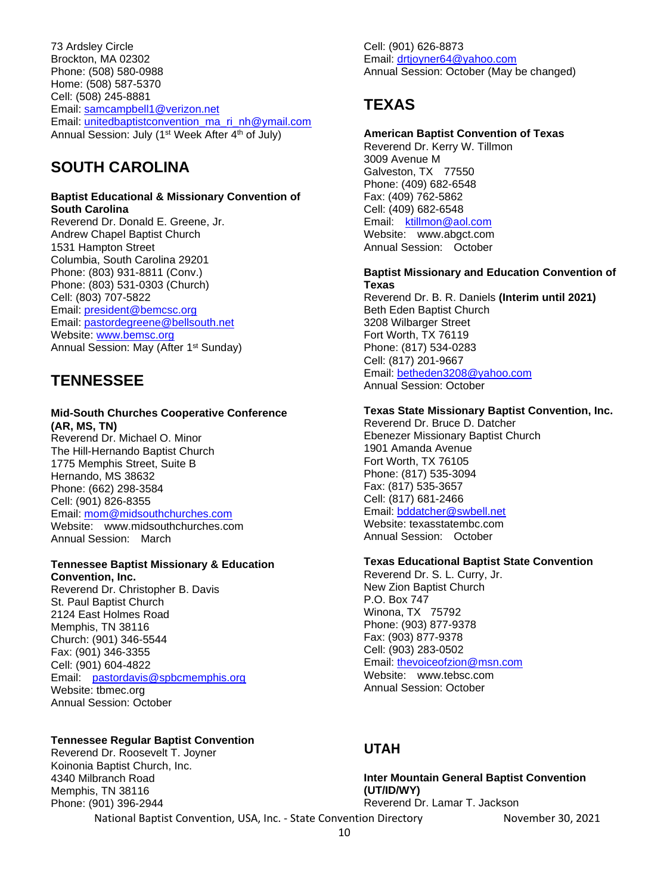73 Ardsley Circle
Brockton, MA 02302
Phone: (508) 580-0988
Home: (508) 587-5370
Cell: (508) 245-8881
Email: samcampbell1@verizon.net
Email: unitedbaptistconvention_ma_ri_nh@ymail.com
Annual Session: July (1st Week After 4th of July)

## SOUTH CAROLINA

**Baptist Educational & Missionary Convention of South Carolina**
Reverend Dr. Donald E. Greene, Jr.
Andrew Chapel Baptist Church
1531 Hampton Street
Columbia, South Carolina 29201
Phone: (803) 931-8811 (Conv.)
Phone: (803) 531-0303 (Church)
Cell: (803) 707-5822
Email: president@bemcsc.org
Email: pastordegreene@bellsouth.net
Website: www.bemsc.org
Annual Session: May (After 1st Sunday)

## TENNESSEE

**Mid-South Churches Cooperative Conference (AR, MS, TN)**
Reverend Dr. Michael O. Minor
The Hill-Hernando Baptist Church
1775 Memphis Street, Suite B
Hernando, MS 38632
Phone: (662) 298-3584
Cell: (901) 826-8355
Email: mom@midsouthchurches.com
Website: www.midsouthchurches.com
Annual Session: March

**Tennessee Baptist Missionary & Education Convention, Inc.**
Reverend Dr. Christopher B. Davis
St. Paul Baptist Church
2124 East Holmes Road
Memphis, TN 38116
Church: (901) 346-5544
Fax: (901) 346-3355
Cell: (901) 604-4822
Email: pastordavis@spbcmemphis.org
Website: tbmec.org
Annual Session: October

**Tennessee Regular Baptist Convention**
Reverend Dr. Roosevelt T. Joyner
Koinonia Baptist Church, Inc.
4340 Milbranch Road
Memphis, TN 38116
Phone: (901) 396-2944
Cell: (901) 626-8873
Email: drtjoyner64@yahoo.com
Annual Session: October (May be changed)

## TEXAS

**American Baptist Convention of Texas**
Reverend Dr. Kerry W. Tillmon
3009 Avenue M
Galveston, TX 77550
Phone: (409) 682-6548
Fax: (409) 762-5862
Cell: (409) 682-6548
Email: ktillmon@aol.com
Website: www.abgct.com
Annual Session: October

**Baptist Missionary and Education Convention of Texas**
Reverend Dr. B. R. Daniels **(Interim until 2021)**
Beth Eden Baptist Church
3208 Wilbarger Street
Fort Worth, TX 76119
Phone: (817) 534-0283
Cell: (817) 201-9667
Email: betheden3208@yahoo.com
Annual Session: October

**Texas State Missionary Baptist Convention, Inc.**
Reverend Dr. Bruce D. Datcher
Ebenezer Missionary Baptist Church
1901 Amanda Avenue
Fort Worth, TX 76105
Phone: (817) 535-3094
Fax: (817) 535-3657
Cell: (817) 681-2466
Email: bddatcher@swbell.net
Website: texasstatembc.com
Annual Session: October

**Texas Educational Baptist State Convention**
Reverend Dr. S. L. Curry, Jr.
New Zion Baptist Church
P.O. Box 747
Winona, TX 75792
Phone: (903) 877-9378
Fax: (903) 877-9378
Cell: (903) 283-0502
Email: thevoiceofzion@msn.com
Website: www.tebsc.com
Annual Session: October

## UTAH

**Inter Mountain General Baptist Convention (UT/ID/WY)**
Reverend Dr. Lamar T. Jackson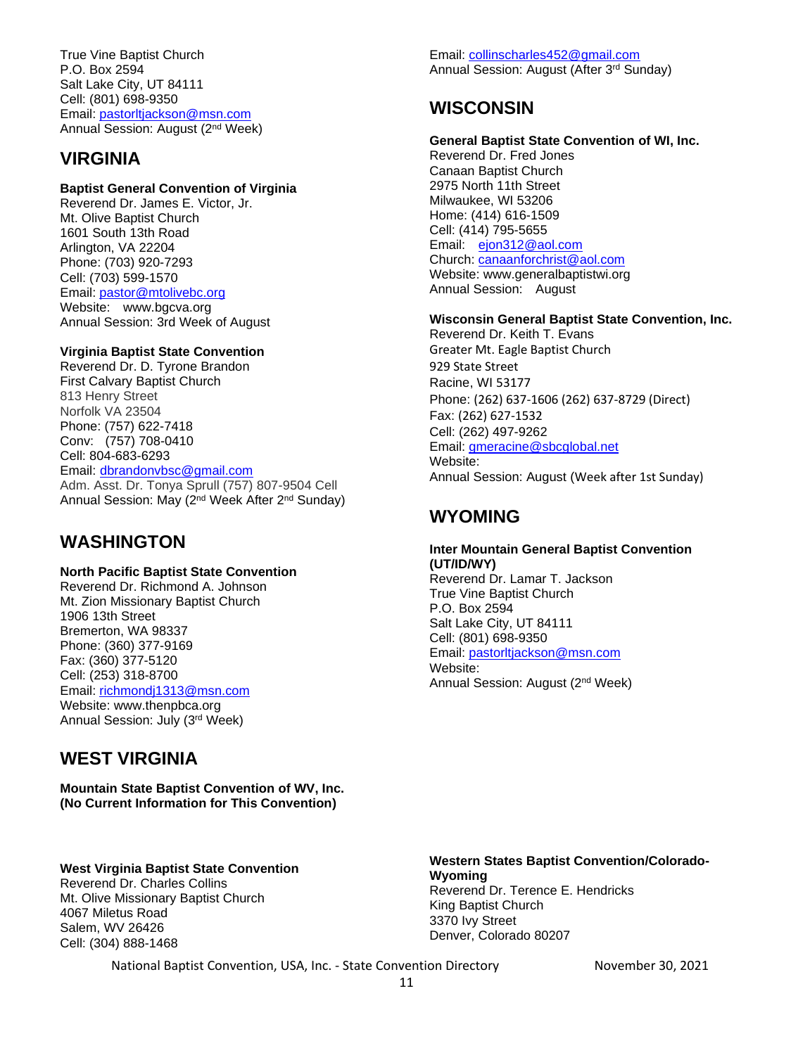True Vine Baptist Church
P.O. Box 2594
Salt Lake City, UT 84111
Cell: (801) 698-9350
Email: pastorltjackson@msn.com
Annual Session: August (2nd Week)

## VIRGINIA

**Baptist General Convention of Virginia**
Reverend Dr. James E. Victor, Jr.
Mt. Olive Baptist Church
1601 South 13th Road
Arlington, VA 22204
Phone: (703) 920-7293
Cell: (703) 599-1570
Email: pastor@mtolivebc.org
Website: www.bgcva.org
Annual Session: 3rd Week of August

**Virginia Baptist State Convention**
Reverend Dr. D. Tyrone Brandon
First Calvary Baptist Church
813 Henry Street
Norfolk VA 23504
Phone: (757) 622-7418
Conv: (757) 708-0410
Cell: 804-683-6293
Email: dbrandonvbsc@gmail.com
Adm. Asst. Dr. Tonya Sprull (757) 807-9504 Cell
Annual Session: May (2nd Week After 2nd Sunday)

## WASHINGTON

**North Pacific Baptist State Convention**
Reverend Dr. Richmond A. Johnson
Mt. Zion Missionary Baptist Church
1906 13th Street
Bremerton, WA 98337
Phone: (360) 377-9169
Fax: (360) 377-5120
Cell: (253) 318-8700
Email: richmondj1313@msn.com
Website: www.thenpbca.org
Annual Session: July (3rd Week)

## WEST VIRGINIA

**Mountain State Baptist Convention of WV, Inc.**
**(No Current Information for This Convention)**

**West Virginia Baptist State Convention**
Reverend Dr. Charles Collins
Mt. Olive Missionary Baptist Church
4067 Miletus Road
Salem, WV 26426
Cell: (304) 888-1468
Email: collinscharles452@gmail.com
Annual Session: August (After 3rd Sunday)

## WISCONSIN

**General Baptist State Convention of WI, Inc.**
Reverend Dr. Fred Jones
Canaan Baptist Church
2975 North 11th Street
Milwaukee, WI 53206
Home: (414) 616-1509
Cell: (414) 795-5655
Email: ejon312@aol.com
Church: canaanforchrist@aol.com
Website: www.generalbaptistwi.org
Annual Session: August

**Wisconsin General Baptist State Convention, Inc.**
Reverend Dr. Keith T. Evans
Greater Mt. Eagle Baptist Church
929 State Street
Racine, WI 53177
Phone: (262) 637-1606 (262) 637-8729 (Direct)
Fax: (262) 627-1532
Cell: (262) 497-9262
Email: gmeracine@sbcglobal.net
Website:
Annual Session: August (Week after 1st Sunday)

## WYOMING

**Inter Mountain General Baptist Convention (UT/ID/WY)**
Reverend Dr. Lamar T. Jackson
True Vine Baptist Church
P.O. Box 2594
Salt Lake City, UT 84111
Cell: (801) 698-9350
Email: pastorltjackson@msn.com
Website:
Annual Session: August (2nd Week)

**Western States Baptist Convention/Colorado-Wyoming**
Reverend Dr. Terence E. Hendricks
King Baptist Church
3370 Ivy Street
Denver, Colorado 80207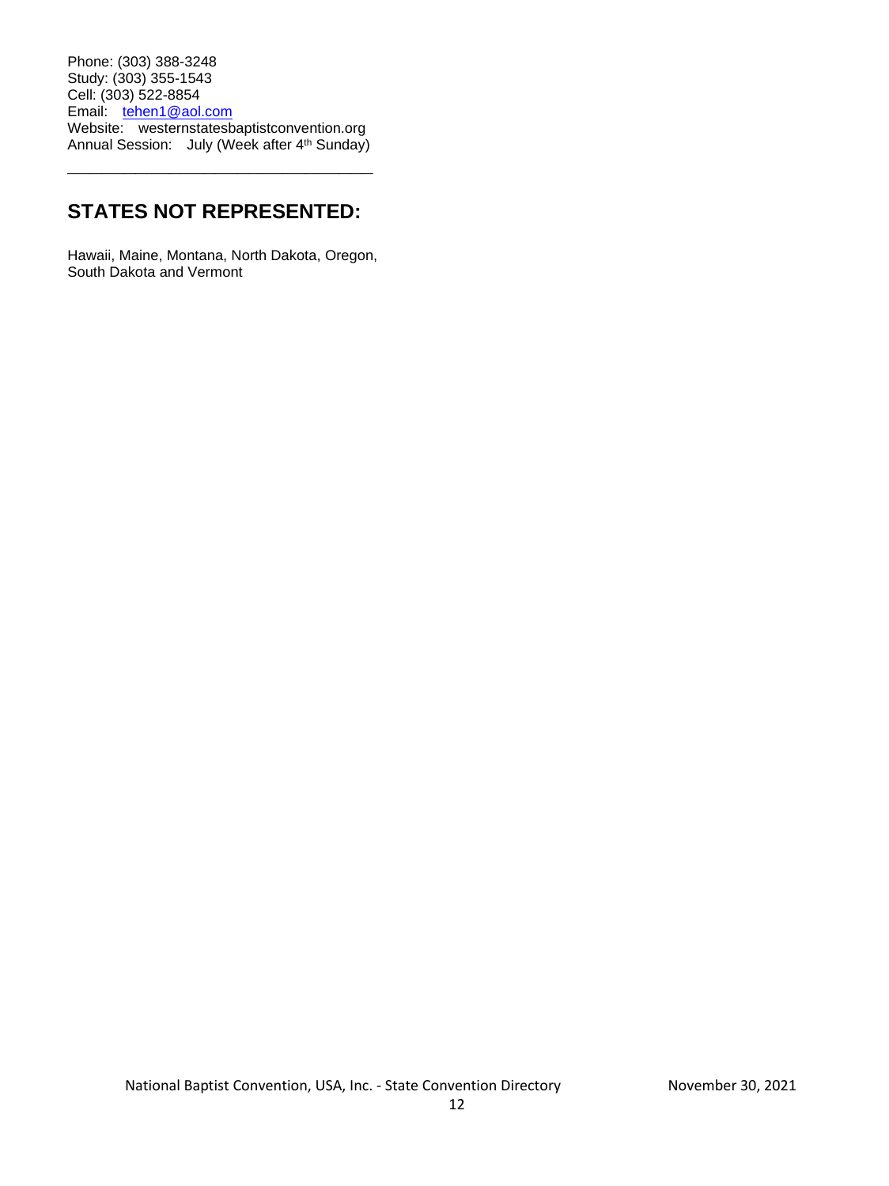Phone: (303) 388-3248
Study: (303) 355-1543
Cell: (303) 522-8854
Email: tehen1@aol.com
Website: westernstatesbaptistconvention.org
Annual Session: July (Week after 4th Sunday)

---

## STATES NOT REPRESENTED:

Hawaii, Maine, Montana, North Dakota, Oregon, South Dakota and Vermont